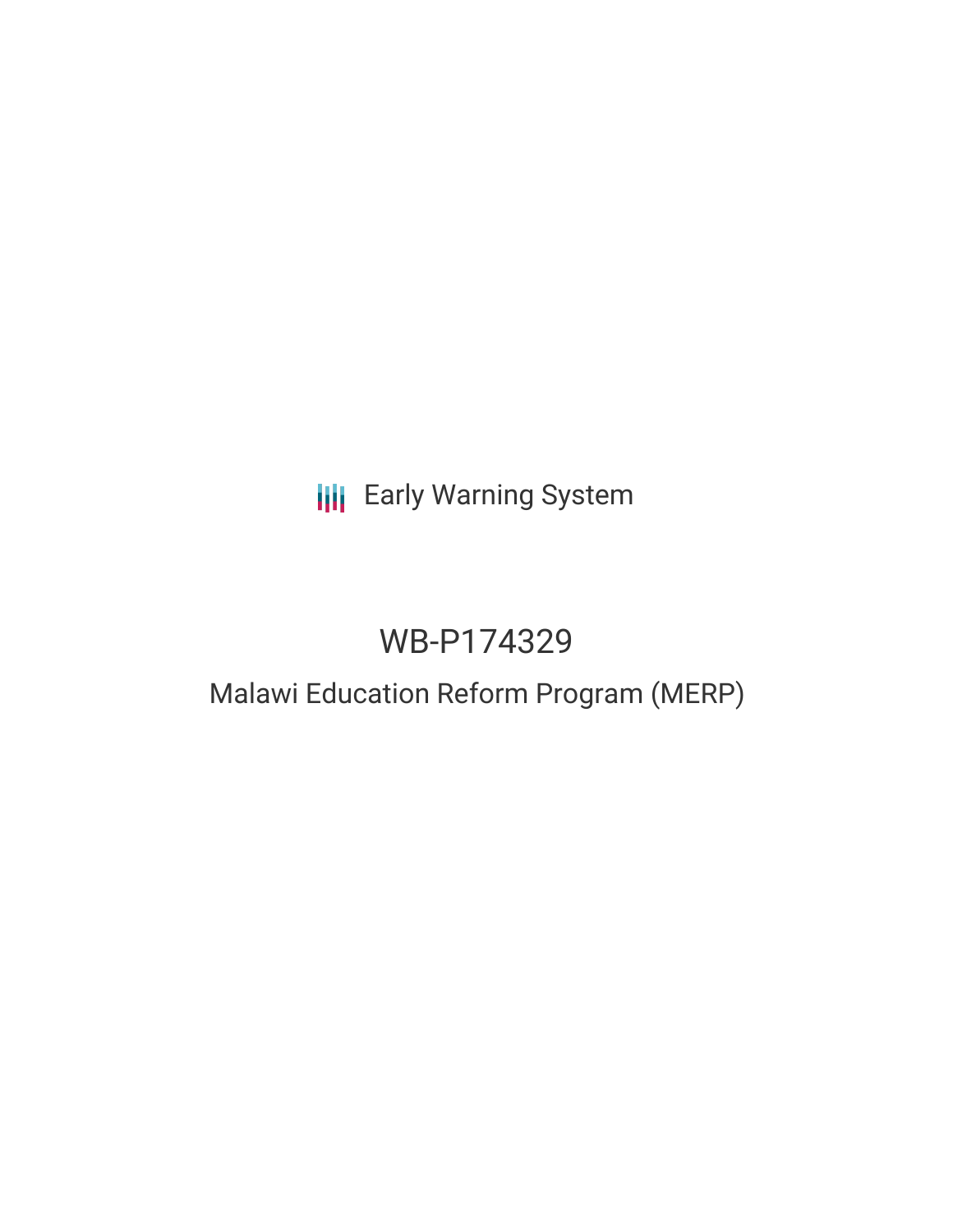Early Warning System

# WB-P174329

## Malawi Education Reform Program (MERP)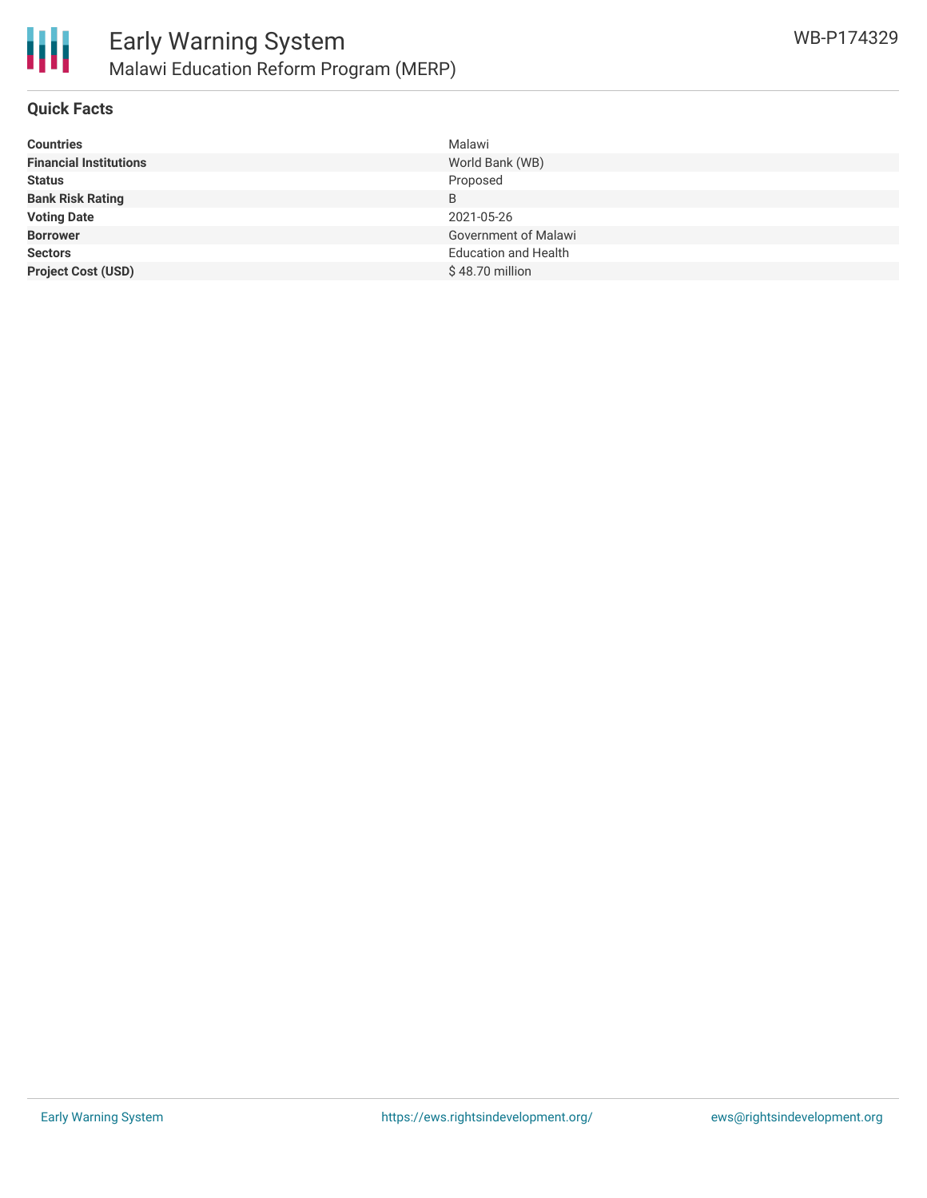## Quick Facts

| | |
|---|---|
| **Countries** | Malawi |
| **Financial Institutions** | World Bank (WB) |
| **Status** | Proposed |
| **Bank Risk Rating** | B |
| **Voting Date** | 2021-05-26 |
| **Borrower** | Government of Malawi |
| **Sectors** | Education and Health |
| **Project Cost (USD)** | $ 48.70 million |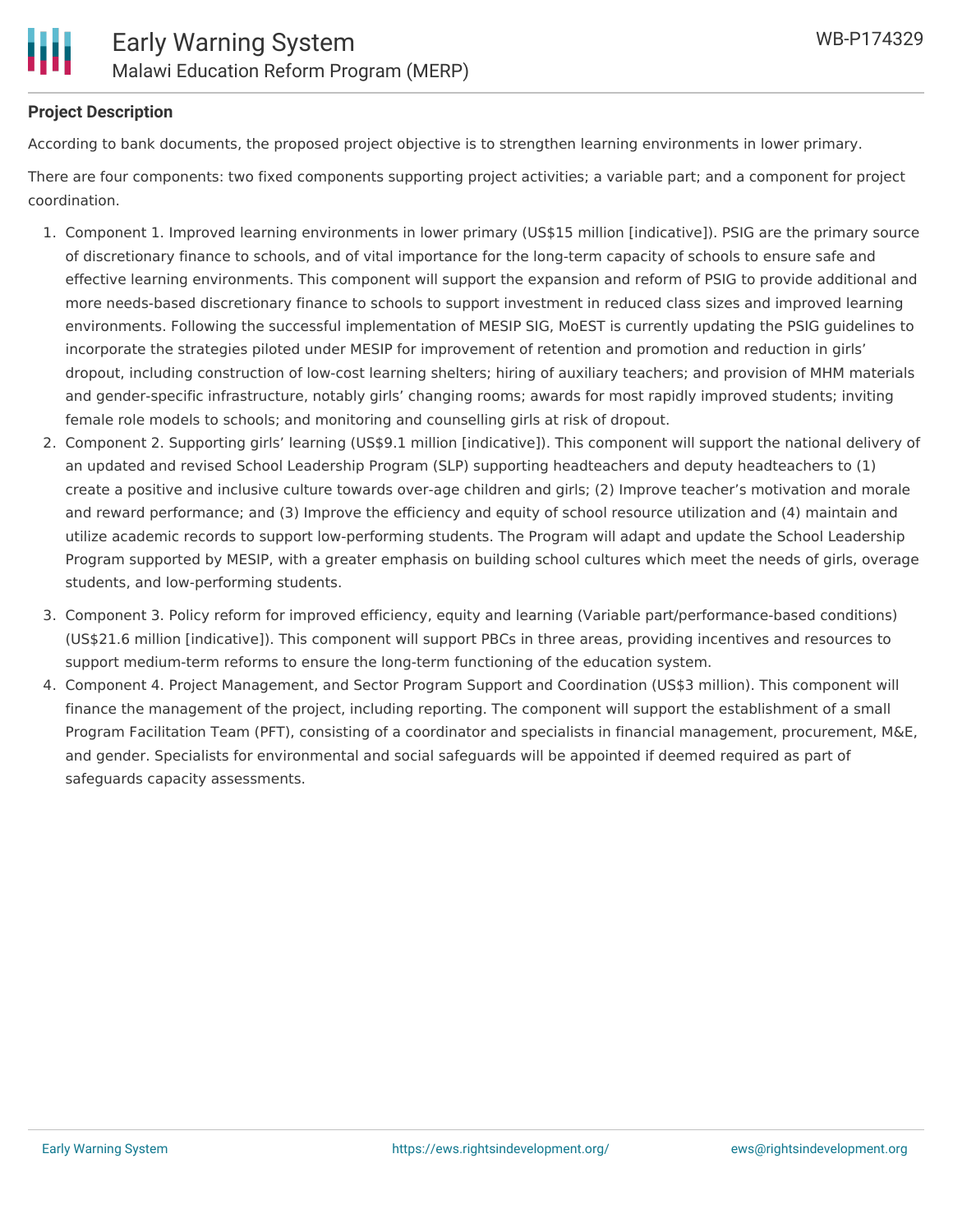**Project Description**

According to bank documents, the proposed project objective is to strengthen learning environments in lower primary.

There are four components: two fixed components supporting project activities; a variable part; and a component for project coordination.

1. Component 1. Improved learning environments in lower primary (US$15 million [indicative]). PSIG are the primary source of discretionary finance to schools, and of vital importance for the long-term capacity of schools to ensure safe and effective learning environments. This component will support the expansion and reform of PSIG to provide additional and more needs-based discretionary finance to schools to support investment in reduced class sizes and improved learning environments. Following the successful implementation of MESIP SIG, MoEST is currently updating the PSIG guidelines to incorporate the strategies piloted under MESIP for improvement of retention and promotion and reduction in girls' dropout, including construction of low-cost learning shelters; hiring of auxiliary teachers; and provision of MHM materials and gender-specific infrastructure, notably girls' changing rooms; awards for most rapidly improved students; inviting female role models to schools; and monitoring and counselling girls at risk of dropout.
2. Component 2. Supporting girls' learning (US$9.1 million [indicative]). This component will support the national delivery of an updated and revised School Leadership Program (SLP) supporting headteachers and deputy headteachers to (1) create a positive and inclusive culture towards over-age children and girls; (2) Improve teacher's motivation and morale and reward performance; and (3) Improve the efficiency and equity of school resource utilization and (4) maintain and utilize academic records to support low-performing students. The Program will adapt and update the School Leadership Program supported by MESIP, with a greater emphasis on building school cultures which meet the needs of girls, overage students, and low-performing students.
3. Component 3. Policy reform for improved efficiency, equity and learning (Variable part/performance-based conditions) (US$21.6 million [indicative]). This component will support PBCs in three areas, providing incentives and resources to support medium-term reforms to ensure the long-term functioning of the education system.
4. Component 4. Project Management, and Sector Program Support and Coordination (US$3 million). This component will finance the management of the project, including reporting. The component will support the establishment of a small Program Facilitation Team (PFT), consisting of a coordinator and specialists in financial management, procurement, M&E, and gender. Specialists for environmental and social safeguards will be appointed if deemed required as part of safeguards capacity assessments.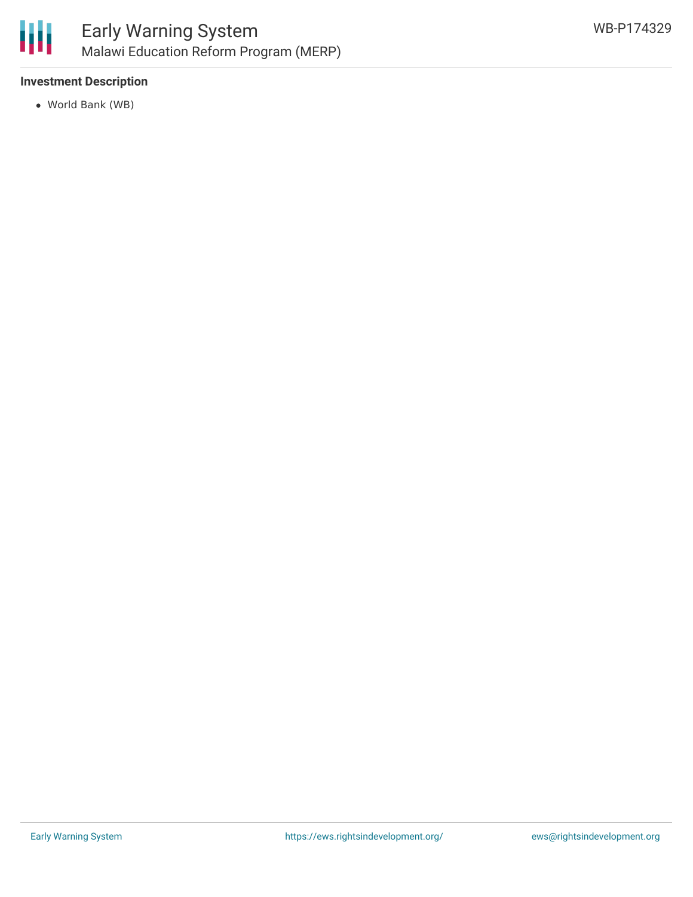### Investment Description

- World Bank (WB)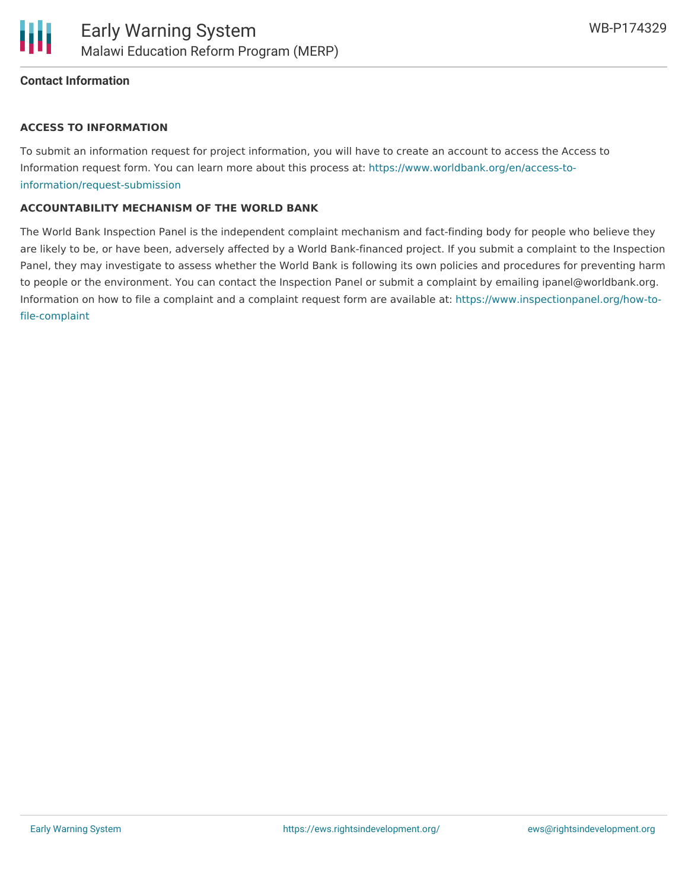**Contact Information**

**ACCESS TO INFORMATION**

To submit an information request for project information, you will have to create an account to access the Access to Information request form. You can learn more about this process at: https://www.worldbank.org/en/access-to-information/request-submission

**ACCOUNTABILITY MECHANISM OF THE WORLD BANK**

The World Bank Inspection Panel is the independent complaint mechanism and fact-finding body for people who believe they are likely to be, or have been, adversely affected by a World Bank-financed project. If you submit a complaint to the Inspection Panel, they may investigate to assess whether the World Bank is following its own policies and procedures for preventing harm to people or the environment. You can contact the Inspection Panel or submit a complaint by emailing ipanel@worldbank.org. Information on how to file a complaint and a complaint request form are available at: https://www.inspectionpanel.org/how-to-file-complaint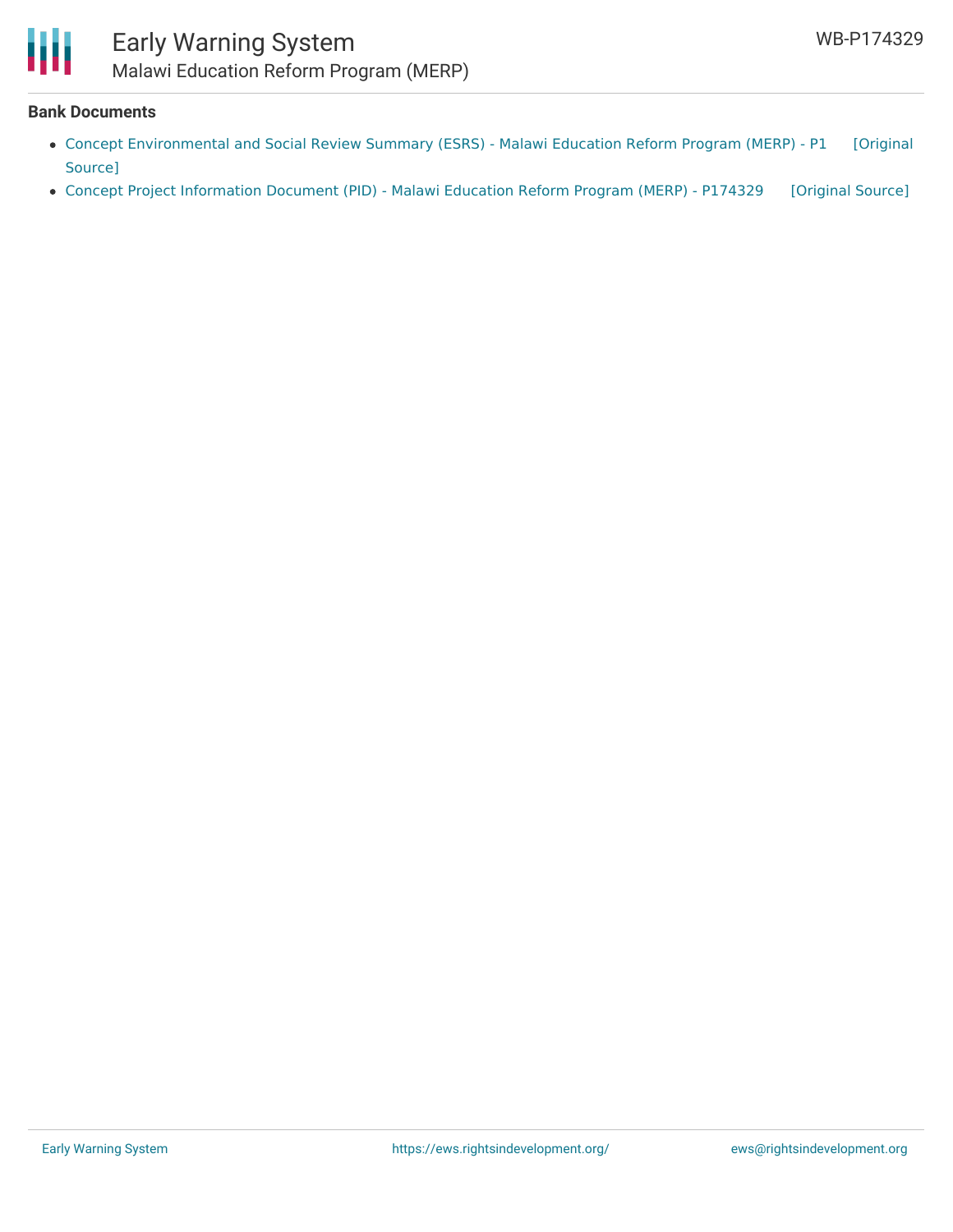**Bank Documents**

- Concept Environmental and Social Review Summary (ESRS) - Malawi Education Reform Program (MERP) - P1 [Original Source]
- Concept Project Information Document (PID) - Malawi Education Reform Program (MERP) - P174329 [Original Source]